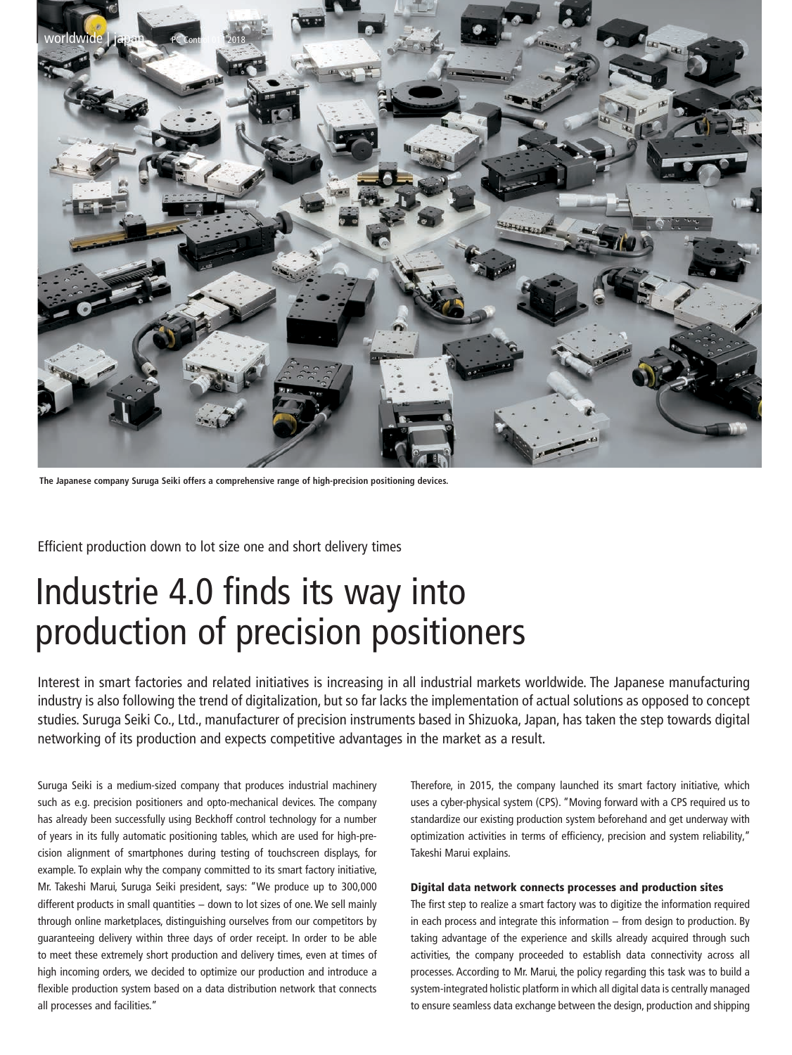The Japanese company Suruga Seiki offers a comprehensive range of high-precision positioning devices.

Efficient production down to lot size one and short delivery times

# Industrie 4.0 finds its way into production of precision positioners

Interest in smart factories and related initiatives is increasing in all industrial markets worldwide. The Japanese manufacturing industry is also following the trend of digitalization, but so far lacks the implementation of actual solutions as opposed to concept studies. Suruga Seiki Co., Ltd., manufacturer of precision instruments based in Shizuoka, Japan, has taken the step towards digital networking of its production and expects competitive advantages in the market as a result.

Suruga Seiki is a medium-sized company that produces industrial machinery such as e.g. precision positioners and opto-mechanical devices. The company has already been successfully using Beckhoff control technology for a number of years in its fully automatic positioning tables, which are used for high-precision alignment of smartphones during testing of touchscreen displays, for example. To explain why the company committed to its smart factory initiative, Mr. Takeshi Marui, Suruga Seiki president, says: "We produce up to 300,000 different products in small quantities – down to lot sizes of one. We sell mainly through online marketplaces, distinguishing ourselves from our competitors by guaranteeing delivery within three days of order receipt. In order to be able to meet these extremely short production and delivery times, even at times of high incoming orders, we decided to optimize our production and introduce a flexible production system based on a data distribution network that connects all processes and facilities."

Therefore, in 2015, the company launched its smart factory initiative, which uses a cyber-physical system (CPS). "Moving forward with a CPS required us to standardize our existing production system beforehand and get underway with optimization activities in terms of efficiency, precision and system reliability," Takeshi Marui explains.

#### Digital data network connects processes and production sites

The first step to realize a smart factory was to digitize the information required in each process and integrate this information – from design to production. By taking advantage of the experience and skills already acquired through such activities, the company proceeded to establish data connectivity across all processes. According to Mr. Marui, the policy regarding this task was to build a system-integrated holistic platform in which all digital data is centrally managed to ensure seamless data exchange between the design, production and shipping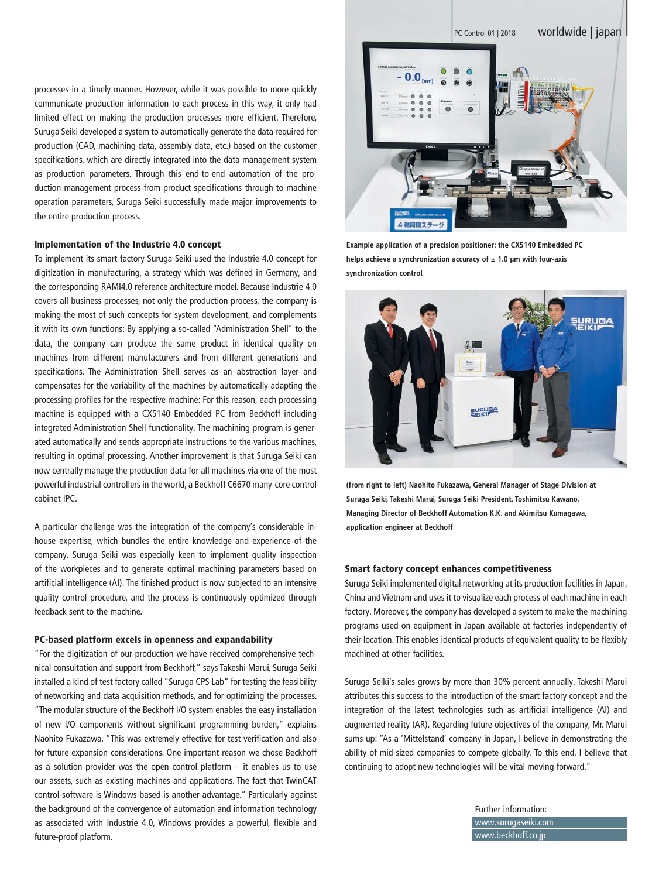processes in a timely manner. However, while it was possible to more quickly communicate production information to each process in this way, it only had limited effect on making the production processes more efficient. Therefore, Suruga Seiki developed a system to automatically generate the data required for production (CAD, machining data, assembly data, etc.) based on the customer specifications, which are directly integrated into the data management system as production parameters. Through this end-to-end automation of the production management process from product specifications through to machine operation parameters, Suruga Seiki successfully made major improvements to the entire production process.

### Implementation of the Industrie 4.0 concept

To implement its smart factory Suruga Seiki used the Industrie 4.0 concept for digitization in manufacturing, a strategy which was defined in Germany, and the corresponding RAMI4.0 reference architecture model. Because Industrie 4.0 covers all business processes, not only the production process, the company is making the most of such concepts for system development, and complements it with its own functions: By applying a so-called "Administration Shell" to the data, the company can produce the same product in identical quality on machines from different manufacturers and from different generations and specifications. The Administration Shell serves as an abstraction layer and compensates for the variability of the machines by automatically adapting the processing profiles for the respective machine: For this reason, each processing machine is equipped with a CX5140 Embedded PC from Beckhoff including integrated Administration Shell functionality. The machining program is generated automatically and sends appropriate instructions to the various machines, resulting in optimal processing. Another improvement is that Suruga Seiki can now centrally manage the production data for all machines via one of the most powerful industrial controllers in the world, a Beckhoff C6670 many-core control cabinet IPC.

A particular challenge was the integration of the company's considerable in-house expertise, which bundles the entire knowledge and experience of the company. Suruga Seiki was especially keen to implement quality inspection of the workpieces and to generate optimal machining parameters based on artificial intelligence (AI). The finished product is now subjected to an intensive quality control procedure, and the process is continuously optimized through feedback sent to the machine.

### PC-based platform excels in openness and expandability

"For the digitization of our production we have received comprehensive technical consultation and support from Beckhoff," says Takeshi Marui. Suruga Seiki installed a kind of test factory called "Suruga CPS Lab" for testing the feasibility of networking and data acquisition methods, and for optimizing the processes. "The modular structure of the Beckhoff I/O system enables the easy installation of new I/O components without significant programming burden," explains Naohito Fukazawa. "This was extremely effective for test verification and also for future expansion considerations. One important reason we chose Beckhoff as a solution provider was the open control platform – it enables us to use our assets, such as existing machines and applications. The fact that TwinCAT control software is Windows-based is another advantage." Particularly against the background of the convergence of automation and information technology as associated with Industrie 4.0, Windows provides a powerful, flexible and future-proof platform.

**Example application of a precision positioner: the CX5140 Embedded PC helps achieve a synchronization accuracy of ± 1.0 µm with four-axis synchronization control.**

**(from right to left) Naohito Fukazawa, General Manager of Stage Division at Suruga Seiki, Takeshi Marui, Suruga Seiki President, Toshimitsu Kawano, Managing Director of Beckhoff Automation K.K. and Akimitsu Kumagawa, application engineer at Beckhoff**

### Smart factory concept enhances competitiveness

Suruga Seiki implemented digital networking at its production facilities in Japan, China and Vietnam and uses it to visualize each process of each machine in each factory. Moreover, the company has developed a system to make the machining programs used on equipment in Japan available at factories independently of their location. This enables identical products of equivalent quality to be flexibly machined at other facilities.

Suruga Seiki's sales grows by more than 30% percent annually. Takeshi Marui attributes this success to the introduction of the smart factory concept and the integration of the latest technologies such as artificial intelligence (AI) and augmented reality (AR). Regarding future objectives of the company, Mr. Marui sums up: "As a 'Mittelstand' company in Japan, I believe in demonstrating the ability of mid-sized companies to compete globally. To this end, I believe that continuing to adopt new technologies will be vital moving forward."

Further information:
www.surugaseiki.com
www.beckhoff.co.jp